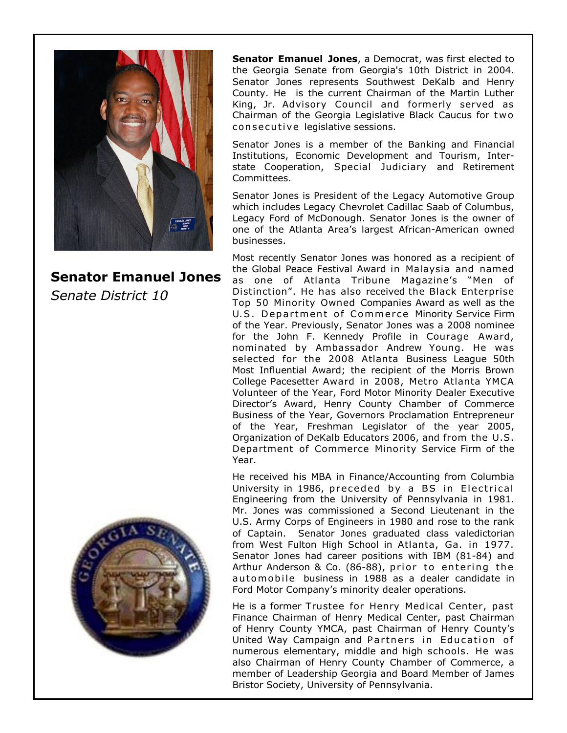# Senator Emanuel Jones

*Senate District 10*

**Senator Emanuel Jones**, a Democrat, was first elected to the Georgia Senate from Georgia's 10th District in 2004. Senator Jones represents Southwest DeKalb and Henry County. He is the current Chairman of the Martin Luther King, Jr. Advisory Council and formerly served as Chairman of the Georgia Legislative Black Caucus for two consecutive legislative sessions.

Senator Jones is a member of the Banking and Financial Institutions, Economic Development and Tourism, Interstate Cooperation, Special Judiciary and Retirement Committees.

Senator Jones is President of the Legacy Automotive Group which includes Legacy Chevrolet Cadillac Saab of Columbus, Legacy Ford of McDonough. Senator Jones is the owner of one of the Atlanta Area's largest African-American owned businesses.

Most recently Senator Jones was honored as a recipient of the Global Peace Festival Award in Malaysia and named as one of Atlanta Tribune Magazine's "Men of Distinction". He has also received the Black Enterprise Top 50 Minority Owned Companies Award as well as the U.S. Department of Commerce Minority Service Firm of the Year. Previously, Senator Jones was a 2008 nominee for the John F. Kennedy Profile in Courage Award, nominated by Ambassador Andrew Young. He was selected for the 2008 Atlanta Business League 50th Most Influential Award; the recipient of the Morris Brown College Pacesetter Award in 2008, Metro Atlanta YMCA Volunteer of the Year, Ford Motor Minority Dealer Executive Director's Award, Henry County Chamber of Commerce Business of the Year, Governors Proclamation Entrepreneur of the Year, Freshman Legislator of the year 2005, Organization of DeKalb Educators 2006, and from the U.S. Department of Commerce Minority Service Firm of the Year.

He received his MBA in Finance/Accounting from Columbia University in 1986, preceded by a BS in Electrical Engineering from the University of Pennsylvania in 1981. Mr. Jones was commissioned a Second Lieutenant in the U.S. Army Corps of Engineers in 1980 and rose to the rank of Captain. Senator Jones graduated class valedictorian from West Fulton High School in Atlanta, Ga. in 1977. Senator Jones had career positions with IBM (81-84) and Arthur Anderson & Co. (86-88), prior to entering the automobile business in 1988 as a dealer candidate in Ford Motor Company's minority dealer operations.

He is a former Trustee for Henry Medical Center, past Finance Chairman of Henry Medical Center, past Chairman of Henry County YMCA, past Chairman of Henry County's United Way Campaign and Partners in Education of numerous elementary, middle and high schools. He was also Chairman of Henry County Chamber of Commerce, a member of Leadership Georgia and Board Member of James Bristor Society, University of Pennsylvania.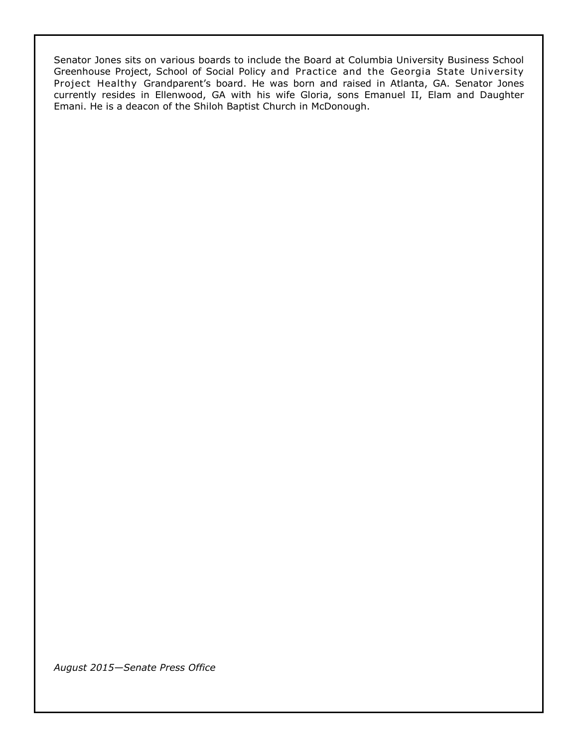Senator Jones sits on various boards to include the Board at Columbia University Business School Greenhouse Project, School of Social Policy and Practice and the Georgia State University Project Healthy Grandparent's board. He was born and raised in Atlanta, GA. Senator Jones currently resides in Ellenwood, GA with his wife Gloria, sons Emanuel II, Elam and Daughter Emani. He is a deacon of the Shiloh Baptist Church in McDonough.

*August 2015—Senate Press Office*